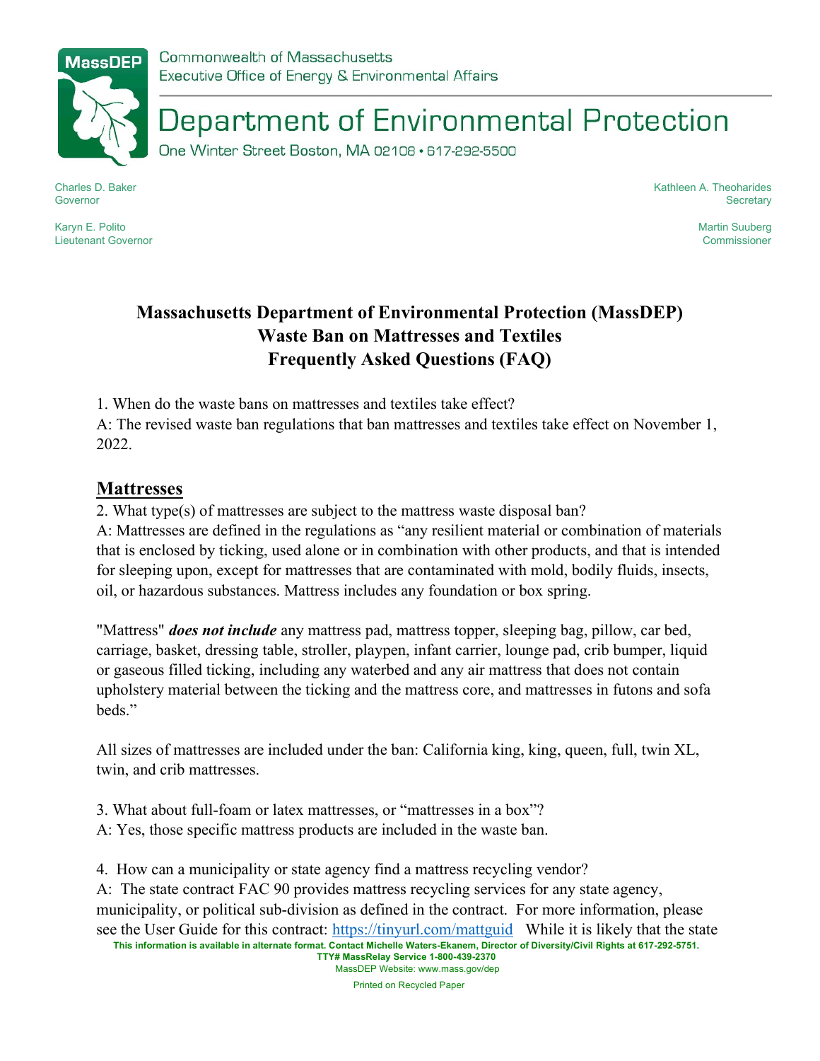Commonwealth of Massachusetts
Executive Office of Energy & Environmental Affairs

# Department of Environmental Protection

One Winter Street Boston, MA 02108 • 617-292-5500

Charles D. Baker
Governor

Karyn E. Polito
Lieutenant Governor

Kathleen A. Theoharides
Secretary

Martin Suuberg
Commissioner

## Massachusetts Department of Environmental Protection (MassDEP) Waste Ban on Mattresses and Textiles Frequently Asked Questions (FAQ)

1. When do the waste bans on mattresses and textiles take effect?
A: The revised waste ban regulations that ban mattresses and textiles take effect on November 1, 2022.

## Mattresses

2. What type(s) of mattresses are subject to the mattress waste disposal ban?
A: Mattresses are defined in the regulations as "any resilient material or combination of materials that is enclosed by ticking, used alone or in combination with other products, and that is intended for sleeping upon, except for mattresses that are contaminated with mold, bodily fluids, insects, oil, or hazardous substances. Mattress includes any foundation or box spring.

"Mattress" ***does not include*** any mattress pad, mattress topper, sleeping bag, pillow, car bed, carriage, basket, dressing table, stroller, playpen, infant carrier, lounge pad, crib bumper, liquid or gaseous filled ticking, including any waterbed and any air mattress that does not contain upholstery material between the ticking and the mattress core, and mattresses in futons and sofa beds."

All sizes of mattresses are included under the ban: California king, king, queen, full, twin XL, twin, and crib mattresses.

3. What about full-foam or latex mattresses, or "mattresses in a box"?
A: Yes, those specific mattress products are included in the waste ban.

4. How can a municipality or state agency find a mattress recycling vendor?
A: The state contract FAC 90 provides mattress recycling services for any state agency, municipality, or political sub-division as defined in the contract. For more information, please see the User Guide for this contract: https://tinyurl.com/mattguid While it is likely that the state

This information is available in alternate format. Contact Michelle Waters-Ekanem, Director of Diversity/Civil Rights at 617-292-5751.
TTY# MassRelay Service 1-800-439-2370
MassDEP Website: www.mass.gov/dep
Printed on Recycled Paper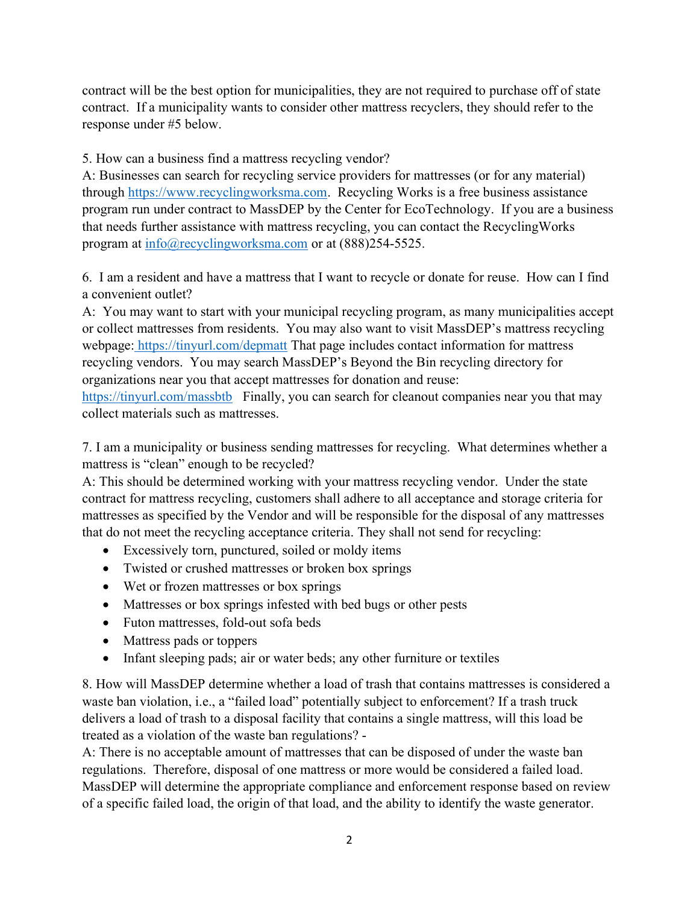contract will be the best option for municipalities, they are not required to purchase off of state contract. If a municipality wants to consider other mattress recyclers, they should refer to the response under #5 below.

5. How can a business find a mattress recycling vendor?
A: Businesses can search for recycling service providers for mattresses (or for any material) through https://www.recyclingworksma.com. Recycling Works is a free business assistance program run under contract to MassDEP by the Center for EcoTechnology. If you are a business that needs further assistance with mattress recycling, you can contact the RecyclingWorks program at info@recyclingworksma.com or at (888)254-5525.

6. I am a resident and have a mattress that I want to recycle or donate for reuse. How can I find a convenient outlet?
A: You may want to start with your municipal recycling program, as many municipalities accept or collect mattresses from residents. You may also want to visit MassDEP's mattress recycling webpage: https://tinyurl.com/depmatt That page includes contact information for mattress recycling vendors. You may search MassDEP's Beyond the Bin recycling directory for organizations near you that accept mattresses for donation and reuse: https://tinyurl.com/massbtb Finally, you can search for cleanout companies near you that may collect materials such as mattresses.

7. I am a municipality or business sending mattresses for recycling. What determines whether a mattress is "clean" enough to be recycled?
A: This should be determined working with your mattress recycling vendor. Under the state contract for mattress recycling, customers shall adhere to all acceptance and storage criteria for mattresses as specified by the Vendor and will be responsible for the disposal of any mattresses that do not meet the recycling acceptance criteria. They shall not send for recycling:

- Excessively torn, punctured, soiled or moldy items
- Twisted or crushed mattresses or broken box springs
- Wet or frozen mattresses or box springs
- Mattresses or box springs infested with bed bugs or other pests
- Futon mattresses, fold-out sofa beds
- Mattress pads or toppers
- Infant sleeping pads; air or water beds; any other furniture or textiles

8. How will MassDEP determine whether a load of trash that contains mattresses is considered a waste ban violation, i.e., a "failed load" potentially subject to enforcement? If a trash truck delivers a load of trash to a disposal facility that contains a single mattress, will this load be treated as a violation of the waste ban regulations? -
A: There is no acceptable amount of mattresses that can be disposed of under the waste ban regulations. Therefore, disposal of one mattress or more would be considered a failed load. MassDEP will determine the appropriate compliance and enforcement response based on review of a specific failed load, the origin of that load, and the ability to identify the waste generator.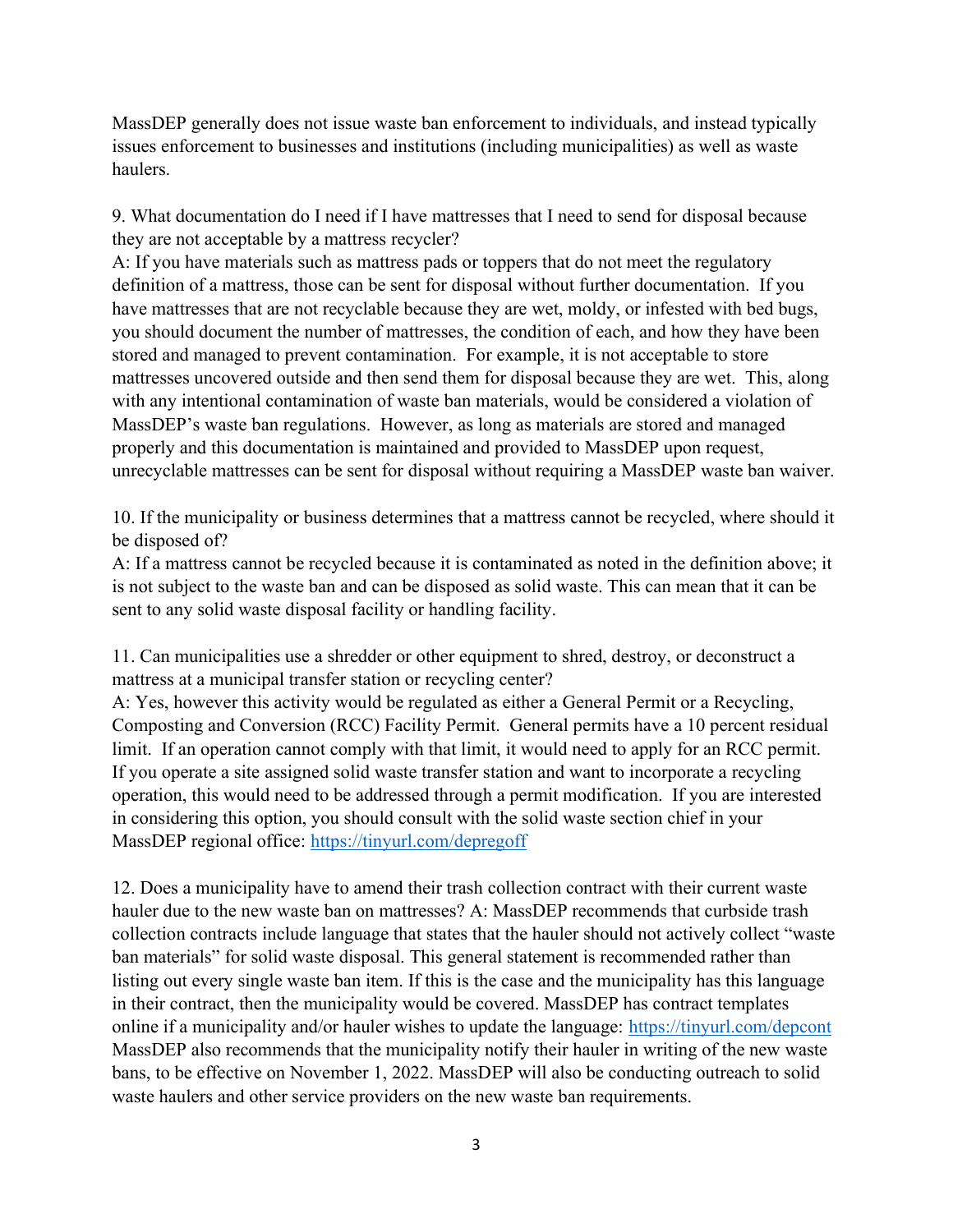MassDEP generally does not issue waste ban enforcement to individuals, and instead typically issues enforcement to businesses and institutions (including municipalities) as well as waste haulers.

9. What documentation do I need if I have mattresses that I need to send for disposal because they are not acceptable by a mattress recycler?
A: If you have materials such as mattress pads or toppers that do not meet the regulatory definition of a mattress, those can be sent for disposal without further documentation. If you have mattresses that are not recyclable because they are wet, moldy, or infested with bed bugs, you should document the number of mattresses, the condition of each, and how they have been stored and managed to prevent contamination. For example, it is not acceptable to store mattresses uncovered outside and then send them for disposal because they are wet. This, along with any intentional contamination of waste ban materials, would be considered a violation of MassDEP's waste ban regulations. However, as long as materials are stored and managed properly and this documentation is maintained and provided to MassDEP upon request, unrecyclable mattresses can be sent for disposal without requiring a MassDEP waste ban waiver.

10. If the municipality or business determines that a mattress cannot be recycled, where should it be disposed of?
A: If a mattress cannot be recycled because it is contaminated as noted in the definition above; it is not subject to the waste ban and can be disposed as solid waste. This can mean that it can be sent to any solid waste disposal facility or handling facility.

11. Can municipalities use a shredder or other equipment to shred, destroy, or deconstruct a mattress at a municipal transfer station or recycling center?
A: Yes, however this activity would be regulated as either a General Permit or a Recycling, Composting and Conversion (RCC) Facility Permit. General permits have a 10 percent residual limit. If an operation cannot comply with that limit, it would need to apply for an RCC permit. If you operate a site assigned solid waste transfer station and want to incorporate a recycling operation, this would need to be addressed through a permit modification. If you are interested in considering this option, you should consult with the solid waste section chief in your MassDEP regional office: https://tinyurl.com/depregoff

12. Does a municipality have to amend their trash collection contract with their current waste hauler due to the new waste ban on mattresses? A: MassDEP recommends that curbside trash collection contracts include language that states that the hauler should not actively collect "waste ban materials" for solid waste disposal. This general statement is recommended rather than listing out every single waste ban item. If this is the case and the municipality has this language in their contract, then the municipality would be covered. MassDEP has contract templates online if a municipality and/or hauler wishes to update the language: https://tinyurl.com/depcont MassDEP also recommends that the municipality notify their hauler in writing of the new waste bans, to be effective on November 1, 2022. MassDEP will also be conducting outreach to solid waste haulers and other service providers on the new waste ban requirements.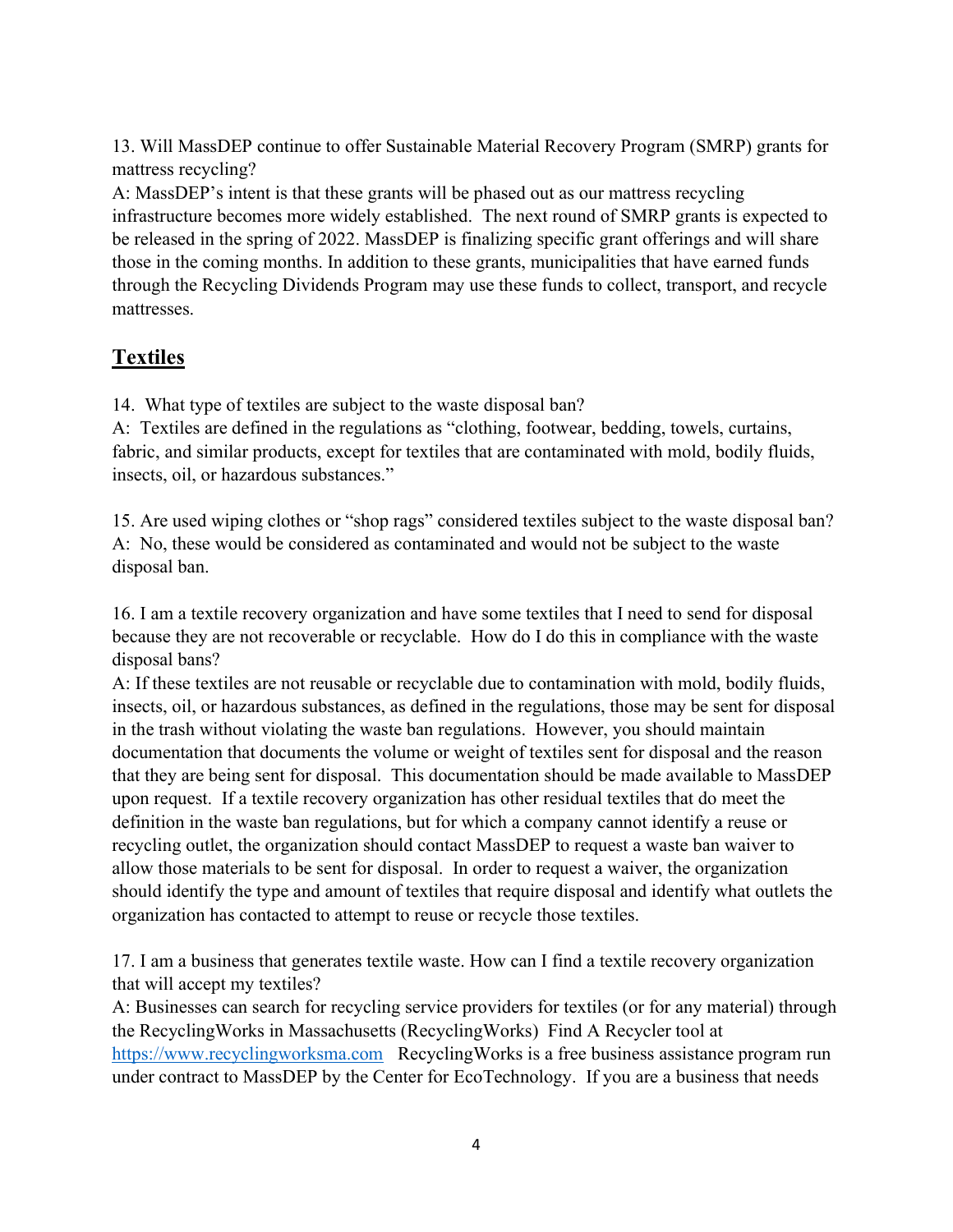13. Will MassDEP continue to offer Sustainable Material Recovery Program (SMRP) grants for mattress recycling?
A: MassDEP's intent is that these grants will be phased out as our mattress recycling infrastructure becomes more widely established. The next round of SMRP grants is expected to be released in the spring of 2022. MassDEP is finalizing specific grant offerings and will share those in the coming months. In addition to these grants, municipalities that have earned funds through the Recycling Dividends Program may use these funds to collect, transport, and recycle mattresses.

## **Textiles**

14. What type of textiles are subject to the waste disposal ban?
A: Textiles are defined in the regulations as "clothing, footwear, bedding, towels, curtains, fabric, and similar products, except for textiles that are contaminated with mold, bodily fluids, insects, oil, or hazardous substances."

15. Are used wiping clothes or "shop rags" considered textiles subject to the waste disposal ban?
A: No, these would be considered as contaminated and would not be subject to the waste disposal ban.

16. I am a textile recovery organization and have some textiles that I need to send for disposal because they are not recoverable or recyclable. How do I do this in compliance with the waste disposal bans?
A: If these textiles are not reusable or recyclable due to contamination with mold, bodily fluids, insects, oil, or hazardous substances, as defined in the regulations, those may be sent for disposal in the trash without violating the waste ban regulations. However, you should maintain documentation that documents the volume or weight of textiles sent for disposal and the reason that they are being sent for disposal. This documentation should be made available to MassDEP upon request. If a textile recovery organization has other residual textiles that do meet the definition in the waste ban regulations, but for which a company cannot identify a reuse or recycling outlet, the organization should contact MassDEP to request a waste ban waiver to allow those materials to be sent for disposal. In order to request a waiver, the organization should identify the type and amount of textiles that require disposal and identify what outlets the organization has contacted to attempt to reuse or recycle those textiles.

17. I am a business that generates textile waste. How can I find a textile recovery organization that will accept my textiles?
A: Businesses can search for recycling service providers for textiles (or for any material) through the RecyclingWorks in Massachusetts (RecyclingWorks) Find A Recycler tool at [https://www.recyclingworksma.com](https://www.recyclingworksma.com) RecyclingWorks is a free business assistance program run under contract to MassDEP by the Center for EcoTechnology. If you are a business that needs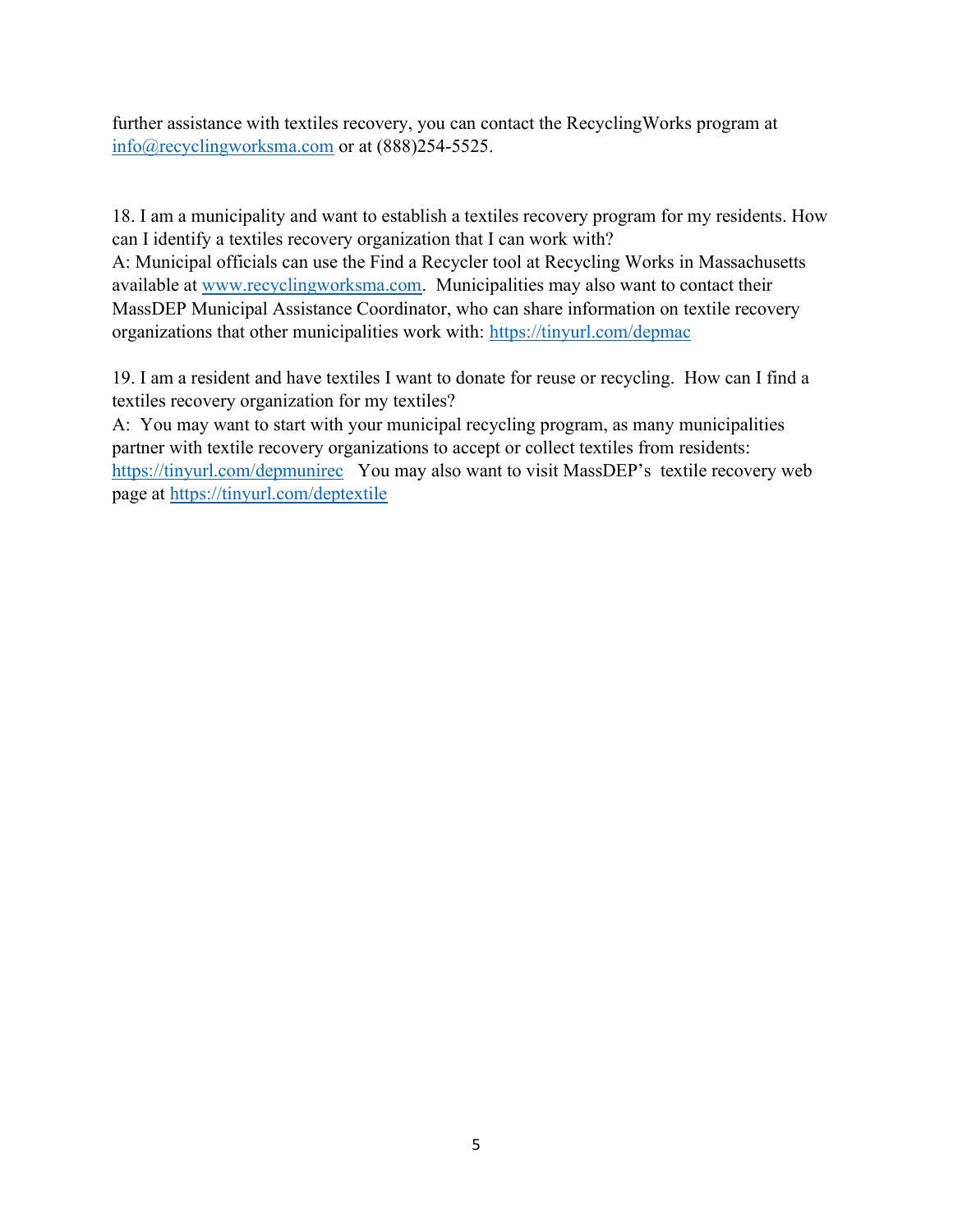further assistance with textiles recovery, you can contact the RecyclingWorks program at info@recyclingworksma.com or at (888)254-5525.

18. I am a municipality and want to establish a textiles recovery program for my residents. How can I identify a textiles recovery organization that I can work with?
A: Municipal officials can use the Find a Recycler tool at Recycling Works in Massachusetts available at www.recyclingworksma.com. Municipalities may also want to contact their MassDEP Municipal Assistance Coordinator, who can share information on textile recovery organizations that other municipalities work with: https://tinyurl.com/depmac

19. I am a resident and have textiles I want to donate for reuse or recycling. How can I find a textiles recovery organization for my textiles?
A: You may want to start with your municipal recycling program, as many municipalities partner with textile recovery organizations to accept or collect textiles from residents: https://tinyurl.com/depmunirec You may also want to visit MassDEP's textile recovery web page at https://tinyurl.com/deptextile